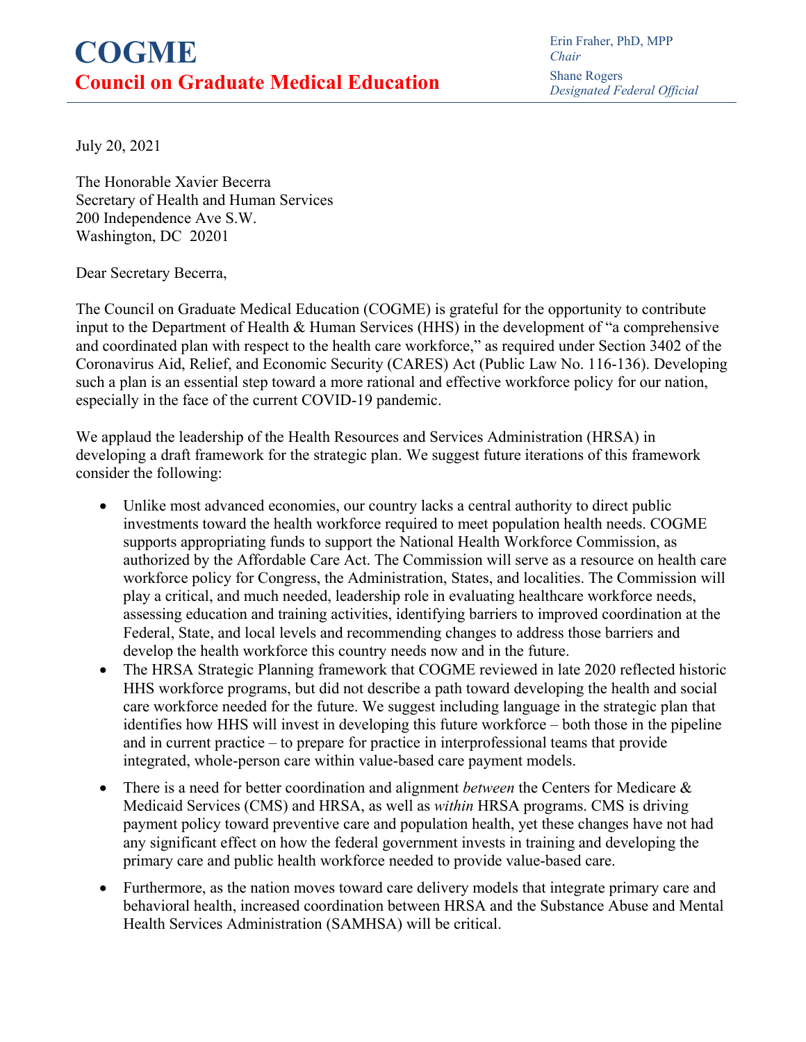# COGME

## Council on Graduate Medical Education

Erin Fraher, PhD, MPP
*Chair*

Shane Rogers
*Designated Federal Official*

July 20, 2021

The Honorable Xavier Becerra
Secretary of Health and Human Services
200 Independence Ave S.W.
Washington, DC 20201

Dear Secretary Becerra,

The Council on Graduate Medical Education (COGME) is grateful for the opportunity to contribute input to the Department of Health & Human Services (HHS) in the development of "a comprehensive and coordinated plan with respect to the health care workforce," as required under Section 3402 of the Coronavirus Aid, Relief, and Economic Security (CARES) Act (Public Law No. 116-136). Developing such a plan is an essential step toward a more rational and effective workforce policy for our nation, especially in the face of the current COVID-19 pandemic.

We applaud the leadership of the Health Resources and Services Administration (HRSA) in developing a draft framework for the strategic plan. We suggest future iterations of this framework consider the following:

- Unlike most advanced economies, our country lacks a central authority to direct public investments toward the health workforce required to meet population health needs. COGME supports appropriating funds to support the National Health Workforce Commission, as authorized by the Affordable Care Act. The Commission will serve as a resource on health care workforce policy for Congress, the Administration, States, and localities. The Commission will play a critical, and much needed, leadership role in evaluating healthcare workforce needs, assessing education and training activities, identifying barriers to improved coordination at the Federal, State, and local levels and recommending changes to address those barriers and develop the health workforce this country needs now and in the future.
- The HRSA Strategic Planning framework that COGME reviewed in late 2020 reflected historic HHS workforce programs, but did not describe a path toward developing the health and social care workforce needed for the future. We suggest including language in the strategic plan that identifies how HHS will invest in developing this future workforce – both those in the pipeline and in current practice – to prepare for practice in interprofessional teams that provide integrated, whole-person care within value-based care payment models.
- There is a need for better coordination and alignment *between* the Centers for Medicare & Medicaid Services (CMS) and HRSA, as well as *within* HRSA programs. CMS is driving payment policy toward preventive care and population health, yet these changes have not had any significant effect on how the federal government invests in training and developing the primary care and public health workforce needed to provide value-based care.
- Furthermore, as the nation moves toward care delivery models that integrate primary care and behavioral health, increased coordination between HRSA and the Substance Abuse and Mental Health Services Administration (SAMHSA) will be critical.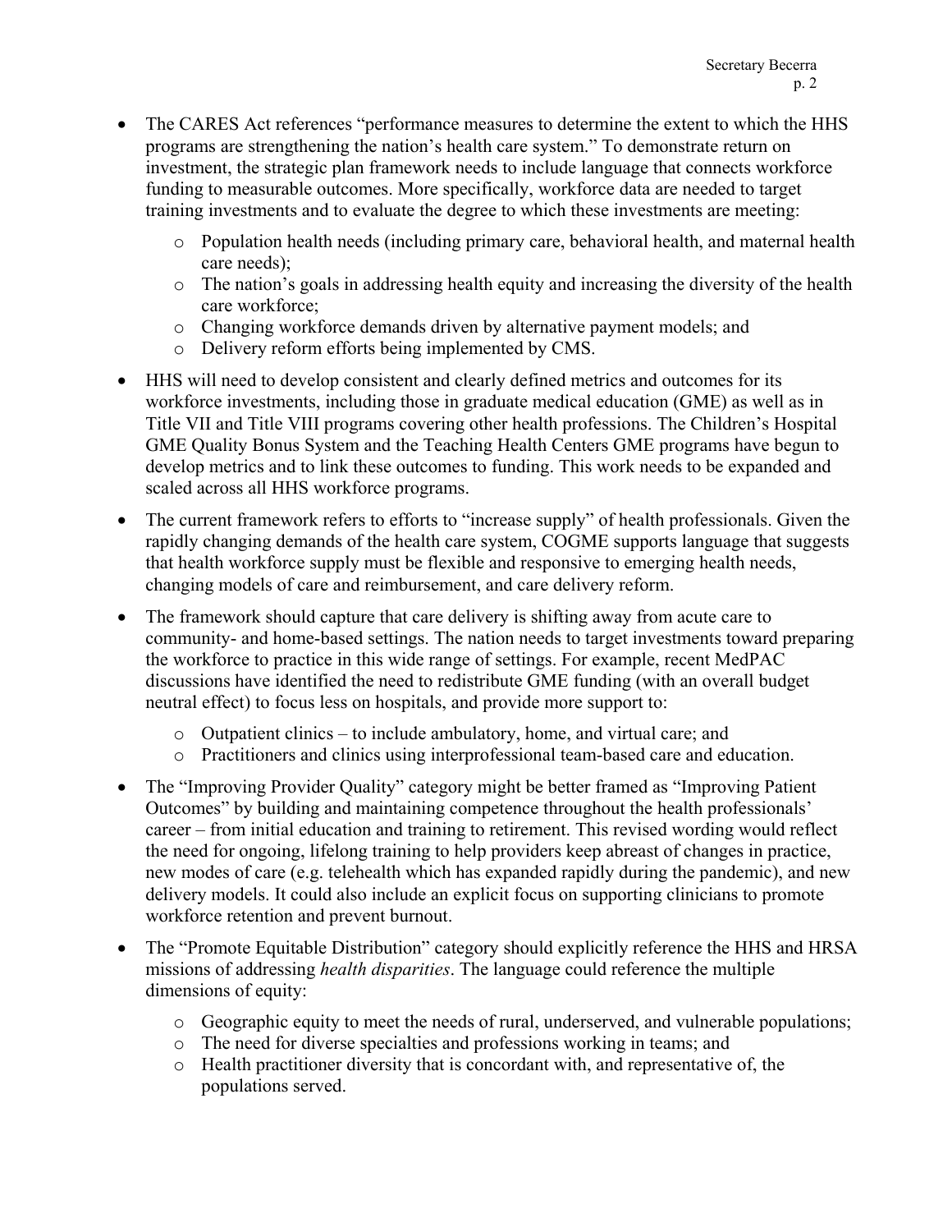- The CARES Act references "performance measures to determine the extent to which the HHS programs are strengthening the nation's health care system." To demonstrate return on investment, the strategic plan framework needs to include language that connects workforce funding to measurable outcomes. More specifically, workforce data are needed to target training investments and to evaluate the degree to which these investments are meeting:
    - Population health needs (including primary care, behavioral health, and maternal health care needs);
    - The nation's goals in addressing health equity and increasing the diversity of the health care workforce;
    - Changing workforce demands driven by alternative payment models; and
    - Delivery reform efforts being implemented by CMS.
- HHS will need to develop consistent and clearly defined metrics and outcomes for its workforce investments, including those in graduate medical education (GME) as well as in Title VII and Title VIII programs covering other health professions. The Children's Hospital GME Quality Bonus System and the Teaching Health Centers GME programs have begun to develop metrics and to link these outcomes to funding. This work needs to be expanded and scaled across all HHS workforce programs.
- The current framework refers to efforts to "increase supply" of health professionals. Given the rapidly changing demands of the health care system, COGME supports language that suggests that health workforce supply must be flexible and responsive to emerging health needs, changing models of care and reimbursement, and care delivery reform.
- The framework should capture that care delivery is shifting away from acute care to community- and home-based settings. The nation needs to target investments toward preparing the workforce to practice in this wide range of settings. For example, recent MedPAC discussions have identified the need to redistribute GME funding (with an overall budget neutral effect) to focus less on hospitals, and provide more support to:
    - Outpatient clinics – to include ambulatory, home, and virtual care; and
    - Practitioners and clinics using interprofessional team-based care and education.
- The "Improving Provider Quality" category might be better framed as "Improving Patient Outcomes" by building and maintaining competence throughout the health professionals' career – from initial education and training to retirement. This revised wording would reflect the need for ongoing, lifelong training to help providers keep abreast of changes in practice, new modes of care (e.g. telehealth which has expanded rapidly during the pandemic), and new delivery models. It could also include an explicit focus on supporting clinicians to promote workforce retention and prevent burnout.
- The "Promote Equitable Distribution" category should explicitly reference the HHS and HRSA missions of addressing *health disparities*. The language could reference the multiple dimensions of equity:
    - Geographic equity to meet the needs of rural, underserved, and vulnerable populations;
    - The need for diverse specialties and professions working in teams; and
    - Health practitioner diversity that is concordant with, and representative of, the populations served.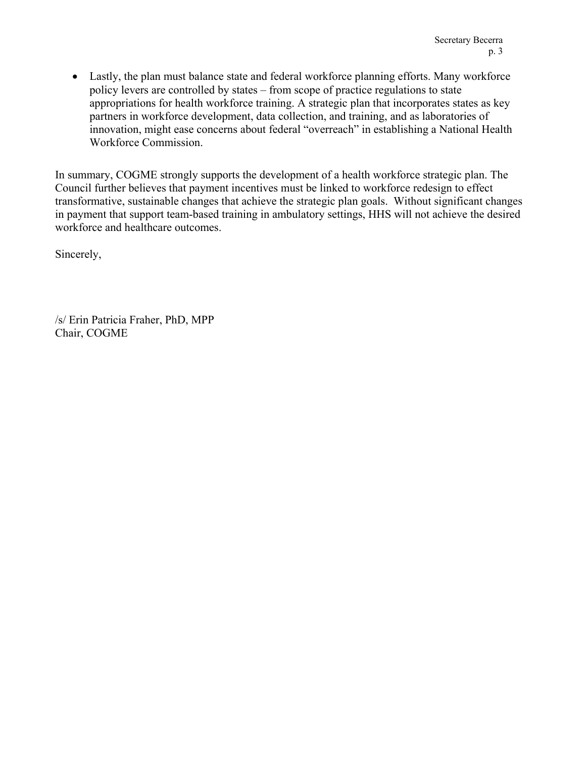- Lastly, the plan must balance state and federal workforce planning efforts. Many workforce policy levers are controlled by states – from scope of practice regulations to state appropriations for health workforce training. A strategic plan that incorporates states as key partners in workforce development, data collection, and training, and as laboratories of innovation, might ease concerns about federal "overreach" in establishing a National Health Workforce Commission.

In summary, COGME strongly supports the development of a health workforce strategic plan. The Council further believes that payment incentives must be linked to workforce redesign to effect transformative, sustainable changes that achieve the strategic plan goals. Without significant changes in payment that support team-based training in ambulatory settings, HHS will not achieve the desired workforce and healthcare outcomes.

Sincerely,

/s/ Erin Patricia Fraher, PhD, MPP
Chair, COGME